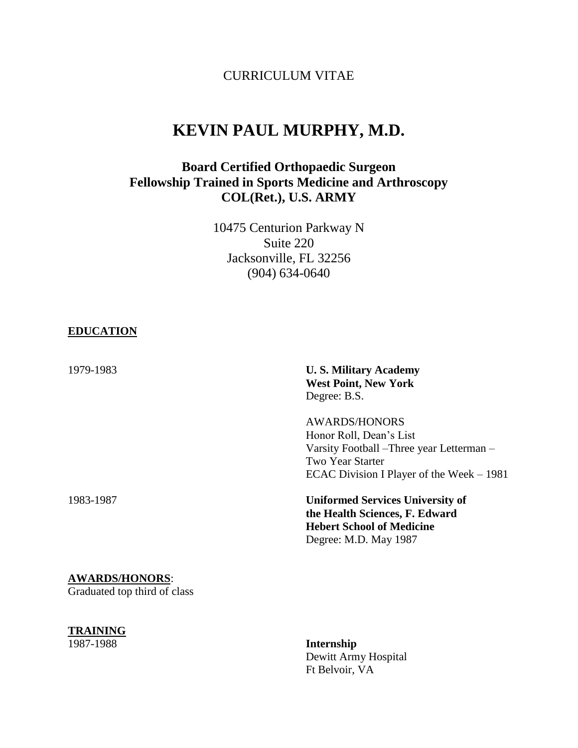CURRICULUM VITAE

# KEVIN PAUL MURPHY, M.D.

### Board Certified Orthopaedic Surgeon
### Fellowship Trained in Sports Medicine and Arthroscopy
### COL(Ret.), U.S. ARMY

10475 Centurion Parkway N
Suite 220
Jacksonville, FL 32256
(904) 634-0640

## EDUCATION

1979-1983

**U. S. Military Academy**
**West Point, New York**
Degree: B.S.

AWARDS/HONORS
Honor Roll, Dean's List
Varsity Football –Three year Letterman – Two Year Starter
ECAC Division I Player of the Week – 1981

1983-1987

**Uniformed Services University of the Health Sciences, F. Edward Hebert School of Medicine**
Degree: M.D. May 1987

**AWARDS/HONORS**:
Graduated top third of class

## TRAINING

1987-1988

**Internship**
Dewitt Army Hospital
Ft Belvoir, VA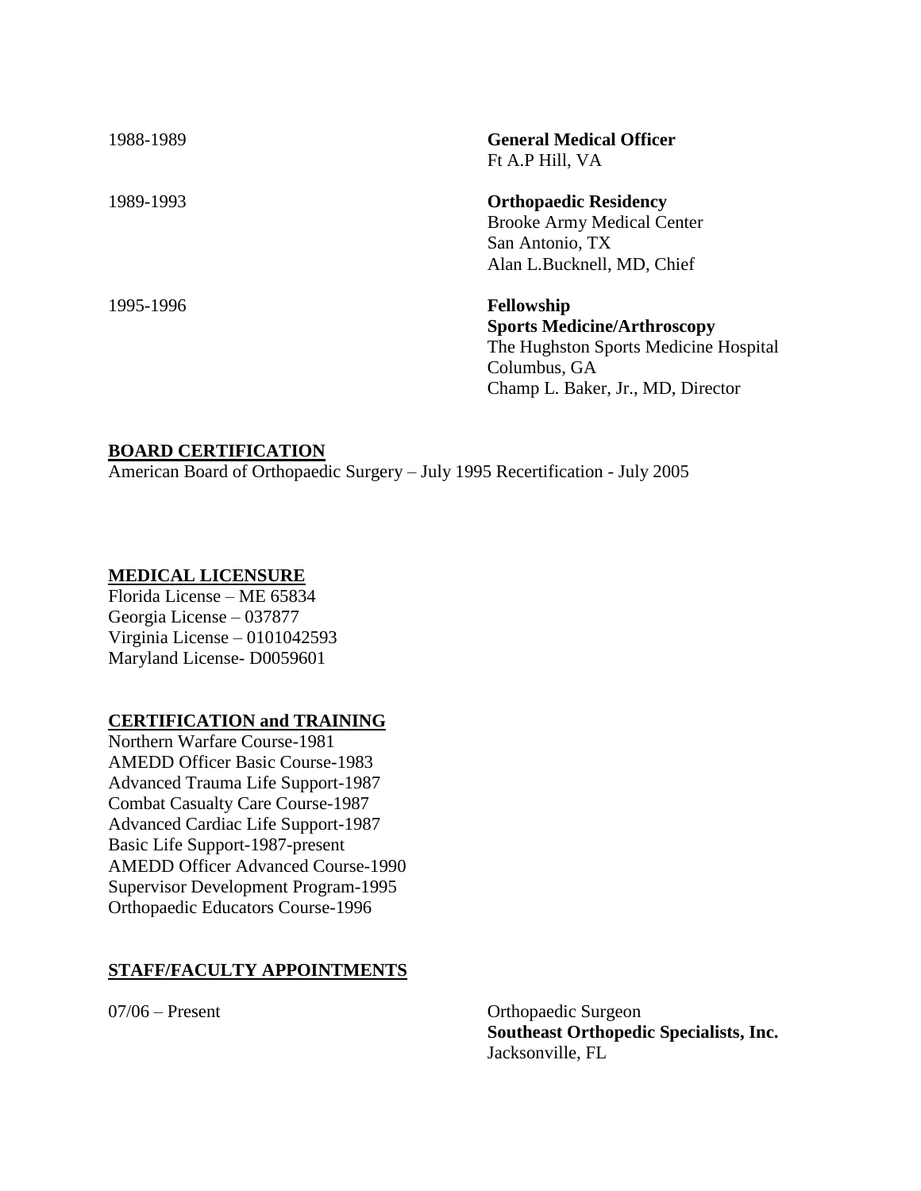1988-1989 **General Medical Officer**
Ft A.P Hill, VA

1989-1993 **Orthopaedic Residency**
Brooke Army Medical Center
San Antonio, TX
Alan L.Bucknell, MD, Chief

1995-1996 **Fellowship**
**Sports Medicine/Arthroscopy**
The Hughston Sports Medicine Hospital
Columbus, GA
Champ L. Baker, Jr., MD, Director

## BOARD CERTIFICATION

American Board of Orthopaedic Surgery – July 1995 Recertification - July 2005

## MEDICAL LICENSURE

Florida License – ME 65834
Georgia License – 037877
Virginia License – 0101042593
Maryland License- D0059601

## CERTIFICATION and TRAINING

Northern Warfare Course-1981
AMEDD Officer Basic Course-1983
Advanced Trauma Life Support-1987
Combat Casualty Care Course-1987
Advanced Cardiac Life Support-1987
Basic Life Support-1987-present
AMEDD Officer Advanced Course-1990
Supervisor Development Program-1995
Orthopaedic Educators Course-1996

## STAFF/FACULTY APPOINTMENTS

07/06 – Present Orthopaedic Surgeon
**Southeast Orthopedic Specialists, Inc.**
Jacksonville, FL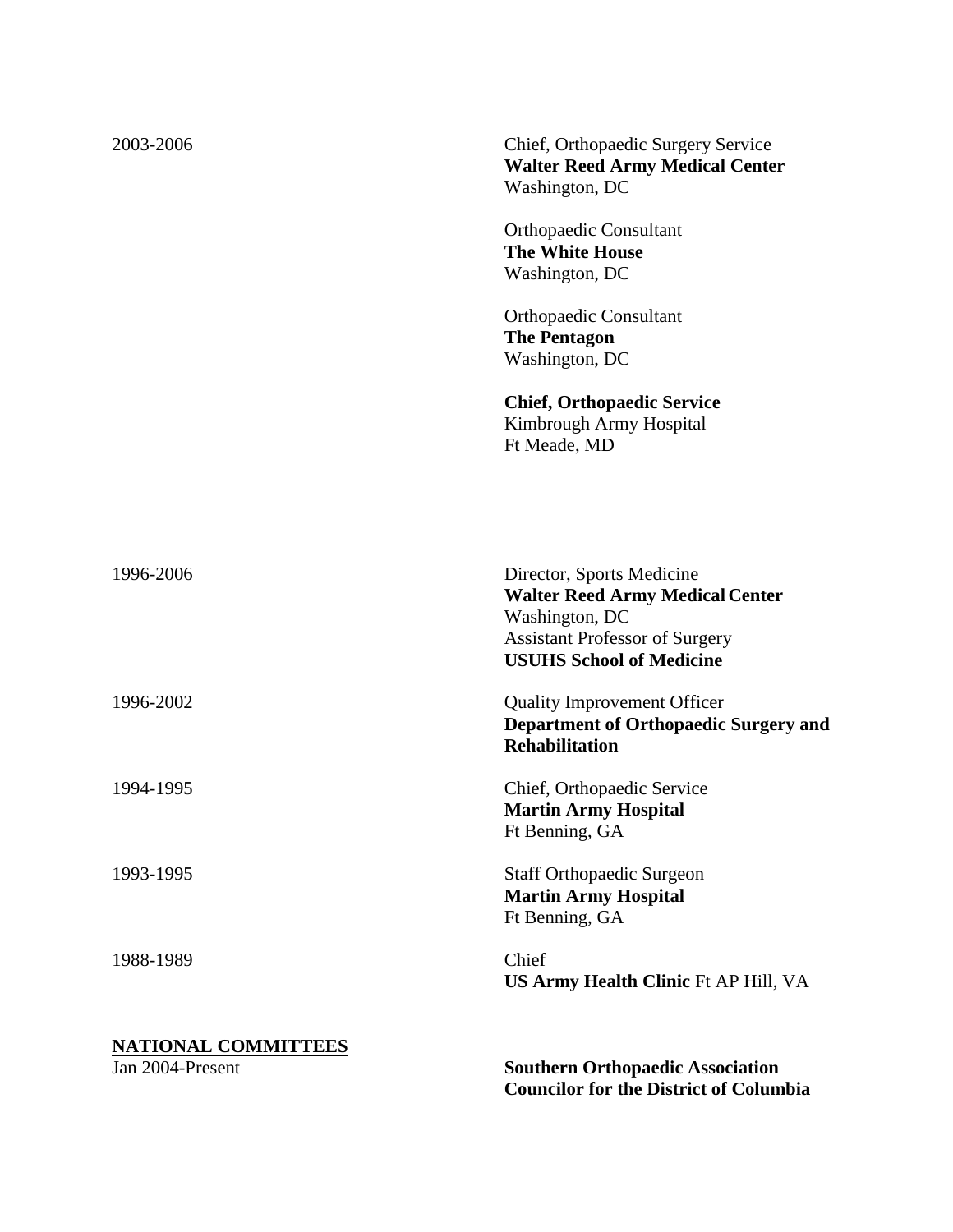2003-2006

Chief, Orthopaedic Surgery Service
**Walter Reed Army Medical Center**
Washington, DC

Orthopaedic Consultant
**The White House**
Washington, DC

Orthopaedic Consultant
**The Pentagon**
Washington, DC

**Chief, Orthopaedic Service**
Kimbrough Army Hospital
Ft Meade, MD

1996-2006

Director, Sports Medicine
**Walter Reed Army Medical Center**
Washington, DC
Assistant Professor of Surgery
**USUHS School of Medicine**

1996-2002

Quality Improvement Officer
**Department of Orthopaedic Surgery and Rehabilitation**

1994-1995

Chief, Orthopaedic Service
**Martin Army Hospital**
Ft Benning, GA

1993-1995

Staff Orthopaedic Surgeon
**Martin Army Hospital**
Ft Benning, GA

1988-1989

Chief
**US Army Health Clinic** Ft AP Hill, VA

## NATIONAL COMMITTEES

Jan 2004-Present

**Southern Orthopaedic Association**
**Councilor for the District of Columbia**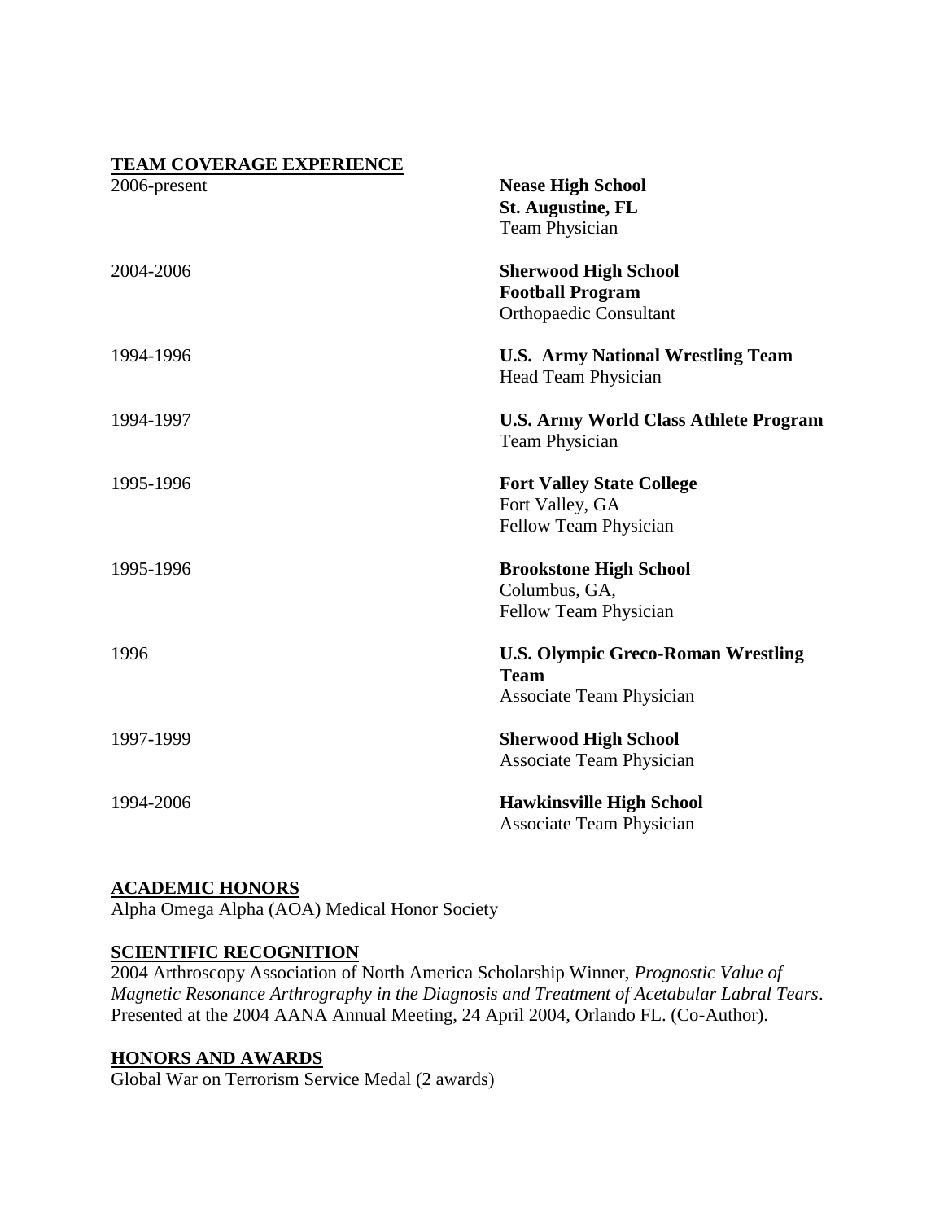## TEAM COVERAGE EXPERIENCE

| | |
|---|---|
| 2006-present | **Nease High School**<br>**St. Augustine, FL**<br>Team Physician |
| 2004-2006 | **Sherwood High School**<br>**Football Program**<br>Orthopaedic Consultant |
| 1994-1996 | **U.S. Army National Wrestling Team**<br>Head Team Physician |
| 1994-1997 | **U.S. Army World Class Athlete Program**<br>Team Physician |
| 1995-1996 | **Fort Valley State College**<br>Fort Valley, GA<br>Fellow Team Physician |
| 1995-1996 | **Brookstone High School**<br>Columbus, GA,<br>Fellow Team Physician |
| 1996 | **U.S. Olympic Greco-Roman Wrestling Team**<br>Associate Team Physician |
| 1997-1999 | **Sherwood High School**<br>Associate Team Physician |
| 1994-2006 | **Hawkinsville High School**<br>Associate Team Physician |

## ACADEMIC HONORS

Alpha Omega Alpha (AOA) Medical Honor Society

## SCIENTIFIC RECOGNITION

2004 Arthroscopy Association of North America Scholarship Winner, *Prognostic Value of Magnetic Resonance Arthrography in the Diagnosis and Treatment of Acetabular Labral Tears*. Presented at the 2004 AANA Annual Meeting, 24 April 2004, Orlando FL. (Co-Author).

## HONORS AND AWARDS

Global War on Terrorism Service Medal (2 awards)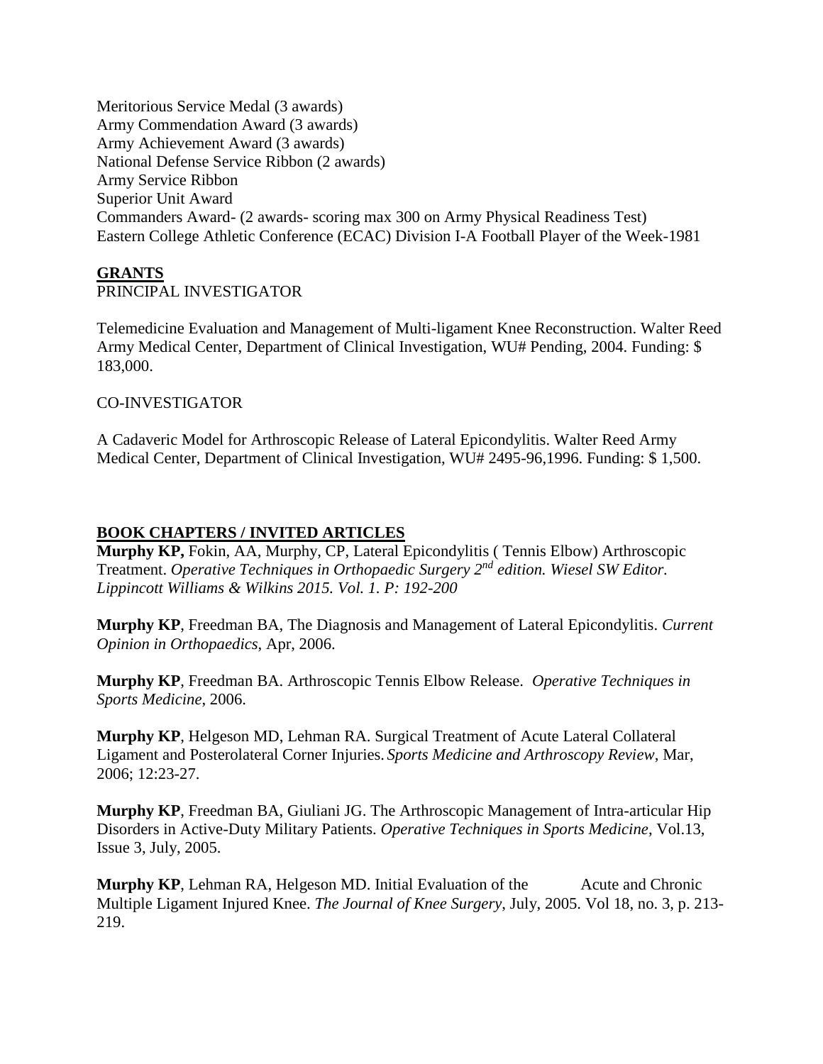Meritorious Service Medal (3 awards)
Army Commendation Award (3 awards)
Army Achievement Award (3 awards)
National Defense Service Ribbon (2 awards)
Army Service Ribbon
Superior Unit Award
Commanders Award- (2 awards- scoring max 300 on Army Physical Readiness Test)
Eastern College Athletic Conference (ECAC) Division I-A Football Player of the Week-1981

## GRANTS

PRINCIPAL INVESTIGATOR

Telemedicine Evaluation and Management of Multi-ligament Knee Reconstruction. Walter Reed Army Medical Center, Department of Clinical Investigation, WU# Pending, 2004. Funding: $ 183,000.

CO-INVESTIGATOR

A Cadaveric Model for Arthroscopic Release of Lateral Epicondylitis. Walter Reed Army Medical Center, Department of Clinical Investigation, WU# 2495-96,1996. Funding: $ 1,500.

## BOOK CHAPTERS / INVITED ARTICLES

**Murphy KP,** Fokin, AA, Murphy, CP, Lateral Epicondylitis ( Tennis Elbow) Arthroscopic Treatment. *Operative Techniques in Orthopaedic Surgery 2nd edition. Wiesel SW Editor. Lippincott Williams & Wilkins 2015. Vol. 1. P: 192-200*

**Murphy KP**, Freedman BA, The Diagnosis and Management of Lateral Epicondylitis. *Current Opinion in Orthopaedics*, Apr, 2006.

**Murphy KP**, Freedman BA. Arthroscopic Tennis Elbow Release. *Operative Techniques in Sports Medicine*, 2006.

**Murphy KP**, Helgeson MD, Lehman RA. Surgical Treatment of Acute Lateral Collateral Ligament and Posterolateral Corner Injuries. *Sports Medicine and Arthroscopy Review*, Mar, 2006; 12:23-27.

**Murphy KP**, Freedman BA, Giuliani JG. The Arthroscopic Management of Intra-articular Hip Disorders in Active-Duty Military Patients. *Operative Techniques in Sports Medicine*, Vol.13, Issue 3, July, 2005.

**Murphy KP**, Lehman RA, Helgeson MD. Initial Evaluation of the Acute and Chronic Multiple Ligament Injured Knee. *The Journal of Knee Surgery*, July, 2005. Vol 18, no. 3, p. 213-219.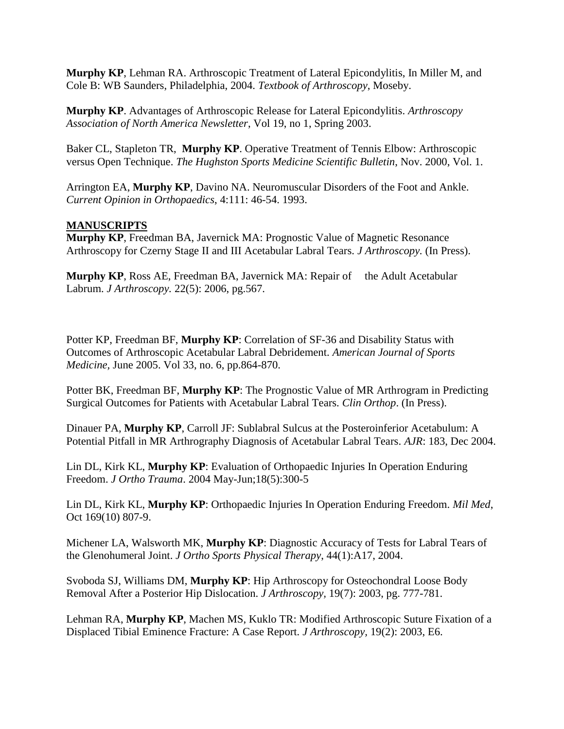**Murphy KP**, Lehman RA. Arthroscopic Treatment of Lateral Epicondylitis, In Miller M, and Cole B: WB Saunders, Philadelphia, 2004. *Textbook of Arthroscopy*, Moseby.

**Murphy KP**. Advantages of Arthroscopic Release for Lateral Epicondylitis. *Arthroscopy Association of North America Newsletter*, Vol 19, no 1, Spring 2003.

Baker CL, Stapleton TR, **Murphy KP**. Operative Treatment of Tennis Elbow: Arthroscopic versus Open Technique. *The Hughston Sports Medicine Scientific Bulletin*, Nov. 2000, Vol. 1.

Arrington EA, **Murphy KP**, Davino NA. Neuromuscular Disorders of the Foot and Ankle. *Current Opinion in Orthopaedics*, 4:111: 46-54. 1993.

**MANUSCRIPTS**

**Murphy KP**, Freedman BA, Javernick MA: Prognostic Value of Magnetic Resonance Arthroscopy for Czerny Stage II and III Acetabular Labral Tears. *J Arthroscopy.* (In Press).

**Murphy KP**, Ross AE, Freedman BA, Javernick MA: Repair of the Adult Acetabular Labrum. *J Arthroscopy.* 22(5): 2006, pg.567.

Potter KP, Freedman BF, **Murphy KP**: Correlation of SF-36 and Disability Status with Outcomes of Arthroscopic Acetabular Labral Debridement. *American Journal of Sports Medicine,* June 2005. Vol 33, no. 6, pp.864-870.

Potter BK, Freedman BF, **Murphy KP**: The Prognostic Value of MR Arthrogram in Predicting Surgical Outcomes for Patients with Acetabular Labral Tears. *Clin Orthop*. (In Press).

Dinauer PA, **Murphy KP**, Carroll JF: Sublabral Sulcus at the Posteroinferior Acetabulum: A Potential Pitfall in MR Arthrography Diagnosis of Acetabular Labral Tears. *AJR*: 183, Dec 2004.

Lin DL, Kirk KL, **Murphy KP**: Evaluation of Orthopaedic Injuries In Operation Enduring Freedom. *J Ortho Trauma*. 2004 May-Jun;18(5):300-5

Lin DL, Kirk KL, **Murphy KP**: Orthopaedic Injuries In Operation Enduring Freedom. *Mil Med*, Oct 169(10) 807-9.

Michener LA, Walsworth MK, **Murphy KP**: Diagnostic Accuracy of Tests for Labral Tears of the Glenohumeral Joint. *J Ortho Sports Physical Therapy*, 44(1):A17, 2004.

Svoboda SJ, Williams DM, **Murphy KP**: Hip Arthroscopy for Osteochondral Loose Body Removal After a Posterior Hip Dislocation. *J Arthroscopy,* 19(7): 2003, pg. 777-781.

Lehman RA, **Murphy KP**, Machen MS, Kuklo TR: Modified Arthroscopic Suture Fixation of a Displaced Tibial Eminence Fracture: A Case Report. *J Arthroscopy,* 19(2): 2003, E6.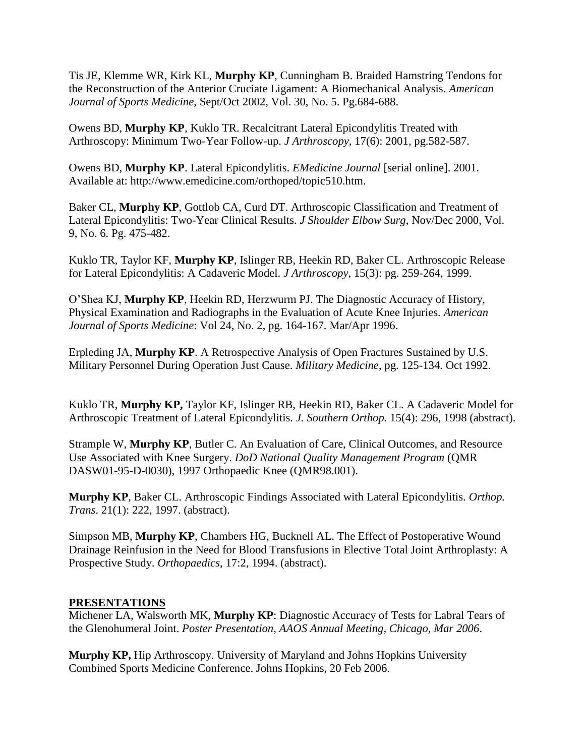Tis JE, Klemme WR, Kirk KL, **Murphy KP**, Cunningham B. Braided Hamstring Tendons for the Reconstruction of the Anterior Cruciate Ligament: A Biomechanical Analysis. *American Journal of Sports Medicine,* Sept/Oct 2002, Vol. 30, No. 5. Pg.684-688.

Owens BD, **Murphy KP**, Kuklo TR. Recalcitrant Lateral Epicondylitis Treated with Arthroscopy: Minimum Two-Year Follow-up. *J Arthroscopy*, 17(6): 2001, pg.582-587.

Owens BD, **Murphy KP**. Lateral Epicondylitis. *EMedicine Journal* [serial online]. 2001. Available at: http://www.emedicine.com/orthoped/topic510.htm.

Baker CL, **Murphy KP**, Gottlob CA, Curd DT. Arthroscopic Classification and Treatment of Lateral Epicondylitis: Two-Year Clinical Results. *J Shoulder Elbow Surg*, Nov/Dec 2000, Vol. 9, No. 6. Pg. 475-482.

Kuklo TR, Taylor KF, **Murphy KP**, Islinger RB, Heekin RD, Baker CL. Arthroscopic Release for Lateral Epicondylitis: A Cadaveric Model. *J Arthroscopy*, 15(3): pg. 259-264, 1999.

O'Shea KJ, **Murphy KP**, Heekin RD, Herzwurm PJ. The Diagnostic Accuracy of History, Physical Examination and Radiographs in the Evaluation of Acute Knee Injuries. *American Journal of Sports Medicine*: Vol 24, No. 2, pg. 164-167. Mar/Apr 1996.

Erpleding JA, **Murphy KP**. A Retrospective Analysis of Open Fractures Sustained by U.S. Military Personnel During Operation Just Cause. *Military Medicine*, pg. 125-134. Oct 1992.

Kuklo TR, **Murphy KP,** Taylor KF, Islinger RB, Heekin RD, Baker CL. A Cadaveric Model for Arthroscopic Treatment of Lateral Epicondylitis. *J. Southern Orthop.* 15(4): 296, 1998 (abstract).

Strample W, **Murphy KP**, Butler C. An Evaluation of Care, Clinical Outcomes, and Resource Use Associated with Knee Surgery. *DoD National Quality Management Program* (QMR DASW01-95-D-0030), 1997 Orthopaedic Knee (QMR98.001).

**Murphy KP**, Baker CL. Arthroscopic Findings Associated with Lateral Epicondylitis. *Orthop. Trans*. 21(1): 222, 1997. (abstract).

Simpson MB, **Murphy KP**, Chambers HG, Bucknell AL. The Effect of Postoperative Wound Drainage Reinfusion in the Need for Blood Transfusions in Elective Total Joint Arthroplasty: A Prospective Study. *Orthopaedics*, 17:2, 1994. (abstract).

## PRESENTATIONS

Michener LA, Walsworth MK, **Murphy KP**: Diagnostic Accuracy of Tests for Labral Tears of the Glenohumeral Joint. *Poster Presentation, AAOS Annual Meeting, Chicago, Mar 2006*.

**Murphy KP,** Hip Arthroscopy. University of Maryland and Johns Hopkins University Combined Sports Medicine Conference. Johns Hopkins, 20 Feb 2006.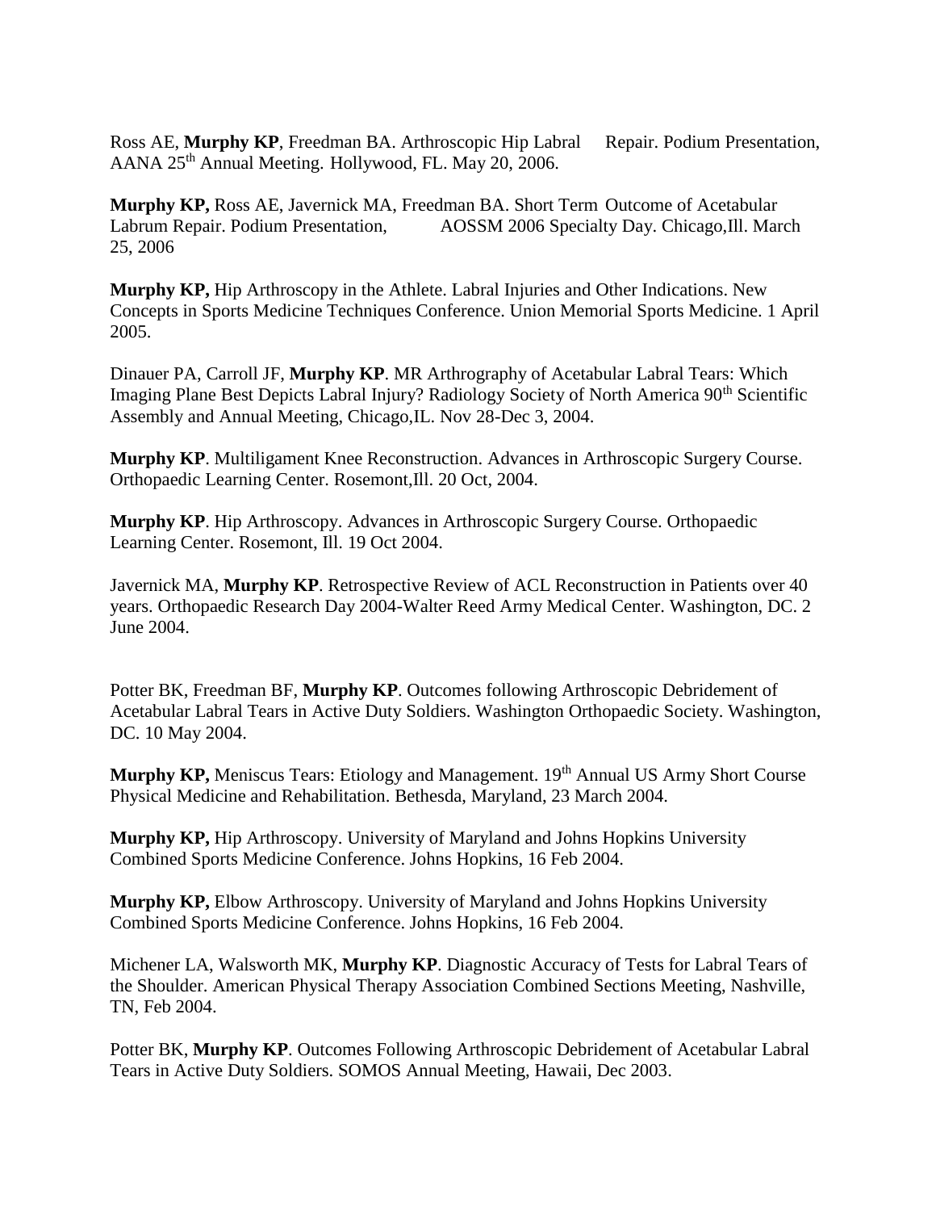Ross AE, **Murphy KP**, Freedman BA. Arthroscopic Hip Labral Repair. Podium Presentation, AANA 25th Annual Meeting. Hollywood, FL. May 20, 2006.

**Murphy KP,** Ross AE, Javernick MA, Freedman BA. Short Term Outcome of Acetabular Labrum Repair. Podium Presentation, AOSSM 2006 Specialty Day. Chicago,Ill. March 25, 2006

**Murphy KP,** Hip Arthroscopy in the Athlete. Labral Injuries and Other Indications. New Concepts in Sports Medicine Techniques Conference. Union Memorial Sports Medicine. 1 April 2005.

Dinauer PA, Carroll JF, **Murphy KP**. MR Arthrography of Acetabular Labral Tears: Which Imaging Plane Best Depicts Labral Injury? Radiology Society of North America 90th Scientific Assembly and Annual Meeting, Chicago,IL. Nov 28-Dec 3, 2004.

**Murphy KP**. Multiligament Knee Reconstruction. Advances in Arthroscopic Surgery Course. Orthopaedic Learning Center. Rosemont,Ill. 20 Oct, 2004.

**Murphy KP**. Hip Arthroscopy. Advances in Arthroscopic Surgery Course. Orthopaedic Learning Center. Rosemont, Ill. 19 Oct 2004.

Javernick MA, **Murphy KP**. Retrospective Review of ACL Reconstruction in Patients over 40 years. Orthopaedic Research Day 2004-Walter Reed Army Medical Center. Washington, DC. 2 June 2004.

Potter BK, Freedman BF, **Murphy KP**. Outcomes following Arthroscopic Debridement of Acetabular Labral Tears in Active Duty Soldiers. Washington Orthopaedic Society. Washington, DC. 10 May 2004.

**Murphy KP,** Meniscus Tears: Etiology and Management. 19th Annual US Army Short Course Physical Medicine and Rehabilitation. Bethesda, Maryland, 23 March 2004.

**Murphy KP,** Hip Arthroscopy. University of Maryland and Johns Hopkins University Combined Sports Medicine Conference. Johns Hopkins, 16 Feb 2004.

**Murphy KP,** Elbow Arthroscopy. University of Maryland and Johns Hopkins University Combined Sports Medicine Conference. Johns Hopkins, 16 Feb 2004.

Michener LA, Walsworth MK, **Murphy KP**. Diagnostic Accuracy of Tests for Labral Tears of the Shoulder. American Physical Therapy Association Combined Sections Meeting, Nashville, TN, Feb 2004.

Potter BK, **Murphy KP**. Outcomes Following Arthroscopic Debridement of Acetabular Labral Tears in Active Duty Soldiers. SOMOS Annual Meeting, Hawaii, Dec 2003.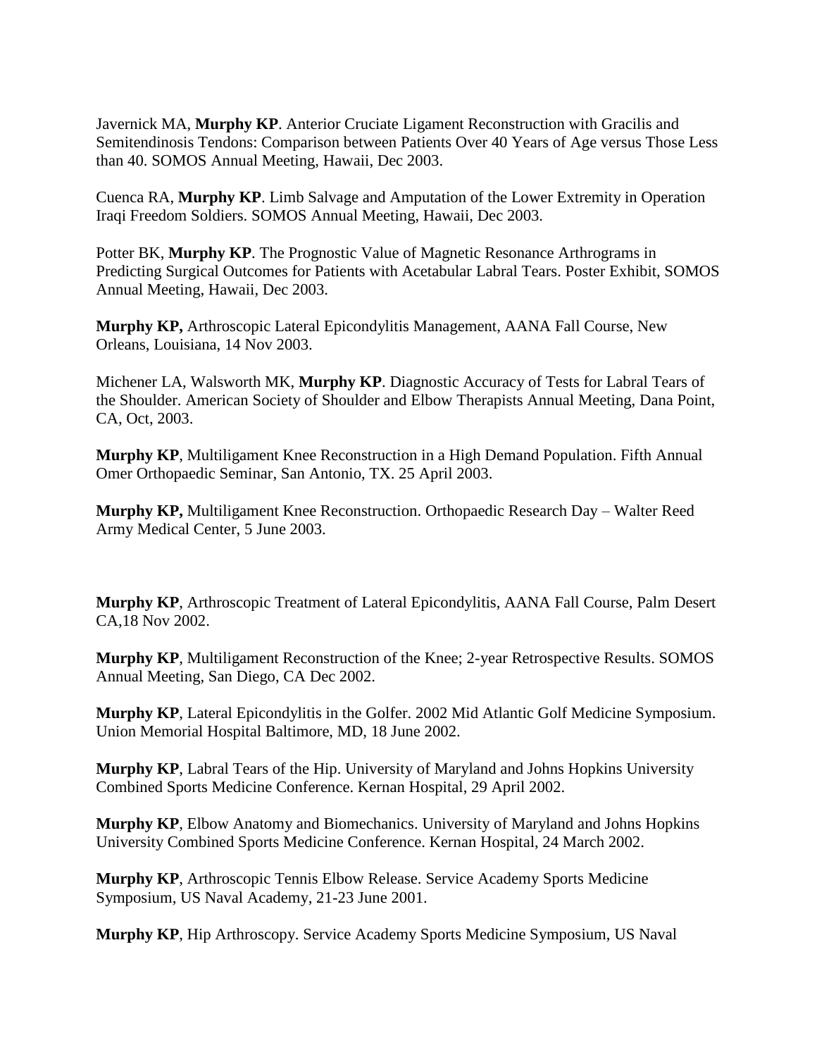Javernick MA, **Murphy KP**. Anterior Cruciate Ligament Reconstruction with Gracilis and Semitendinosis Tendons: Comparison between Patients Over 40 Years of Age versus Those Less than 40. SOMOS Annual Meeting, Hawaii, Dec 2003.

Cuenca RA, **Murphy KP**. Limb Salvage and Amputation of the Lower Extremity in Operation Iraqi Freedom Soldiers. SOMOS Annual Meeting, Hawaii, Dec 2003.

Potter BK, **Murphy KP**. The Prognostic Value of Magnetic Resonance Arthrograms in Predicting Surgical Outcomes for Patients with Acetabular Labral Tears. Poster Exhibit, SOMOS Annual Meeting, Hawaii, Dec 2003.

**Murphy KP,** Arthroscopic Lateral Epicondylitis Management, AANA Fall Course, New Orleans, Louisiana, 14 Nov 2003.

Michener LA, Walsworth MK, **Murphy KP**. Diagnostic Accuracy of Tests for Labral Tears of the Shoulder. American Society of Shoulder and Elbow Therapists Annual Meeting, Dana Point, CA, Oct, 2003.

**Murphy KP**, Multiligament Knee Reconstruction in a High Demand Population. Fifth Annual Omer Orthopaedic Seminar, San Antonio, TX. 25 April 2003.

**Murphy KP,** Multiligament Knee Reconstruction. Orthopaedic Research Day – Walter Reed Army Medical Center, 5 June 2003.

**Murphy KP**, Arthroscopic Treatment of Lateral Epicondylitis, AANA Fall Course, Palm Desert CA,18 Nov 2002.

**Murphy KP**, Multiligament Reconstruction of the Knee; 2-year Retrospective Results. SOMOS Annual Meeting, San Diego, CA Dec 2002.

**Murphy KP**, Lateral Epicondylitis in the Golfer. 2002 Mid Atlantic Golf Medicine Symposium. Union Memorial Hospital Baltimore, MD, 18 June 2002.

**Murphy KP**, Labral Tears of the Hip. University of Maryland and Johns Hopkins University Combined Sports Medicine Conference. Kernan Hospital, 29 April 2002.

**Murphy KP**, Elbow Anatomy and Biomechanics. University of Maryland and Johns Hopkins University Combined Sports Medicine Conference. Kernan Hospital, 24 March 2002.

**Murphy KP**, Arthroscopic Tennis Elbow Release. Service Academy Sports Medicine Symposium, US Naval Academy, 21-23 June 2001.

**Murphy KP**, Hip Arthroscopy. Service Academy Sports Medicine Symposium, US Naval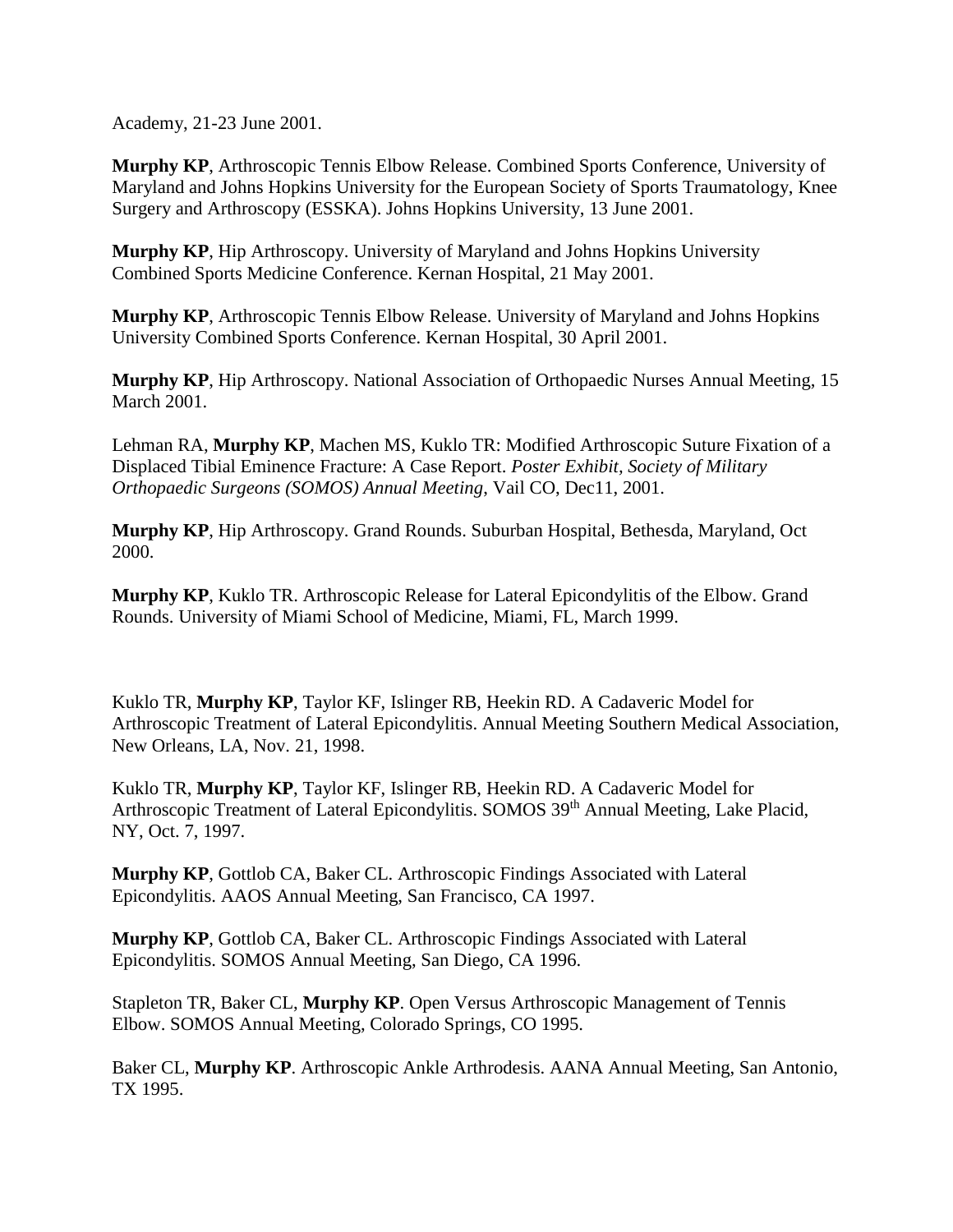Academy, 21-23 June 2001.

**Murphy KP**, Arthroscopic Tennis Elbow Release. Combined Sports Conference, University of Maryland and Johns Hopkins University for the European Society of Sports Traumatology, Knee Surgery and Arthroscopy (ESSKA). Johns Hopkins University, 13 June 2001.

**Murphy KP**, Hip Arthroscopy. University of Maryland and Johns Hopkins University Combined Sports Medicine Conference. Kernan Hospital, 21 May 2001.

**Murphy KP**, Arthroscopic Tennis Elbow Release. University of Maryland and Johns Hopkins University Combined Sports Conference. Kernan Hospital, 30 April 2001.

**Murphy KP**, Hip Arthroscopy. National Association of Orthopaedic Nurses Annual Meeting, 15 March 2001.

Lehman RA, **Murphy KP**, Machen MS, Kuklo TR: Modified Arthroscopic Suture Fixation of a Displaced Tibial Eminence Fracture: A Case Report. *Poster Exhibit, Society of Military Orthopaedic Surgeons (SOMOS) Annual Meeting*, Vail CO, Dec11, 2001.

**Murphy KP**, Hip Arthroscopy. Grand Rounds. Suburban Hospital, Bethesda, Maryland, Oct 2000.

**Murphy KP**, Kuklo TR. Arthroscopic Release for Lateral Epicondylitis of the Elbow. Grand Rounds. University of Miami School of Medicine, Miami, FL, March 1999.

Kuklo TR, **Murphy KP**, Taylor KF, Islinger RB, Heekin RD. A Cadaveric Model for Arthroscopic Treatment of Lateral Epicondylitis. Annual Meeting Southern Medical Association, New Orleans, LA, Nov. 21, 1998.

Kuklo TR, **Murphy KP**, Taylor KF, Islinger RB, Heekin RD. A Cadaveric Model for Arthroscopic Treatment of Lateral Epicondylitis. SOMOS 39th Annual Meeting, Lake Placid, NY, Oct. 7, 1997.

**Murphy KP**, Gottlob CA, Baker CL. Arthroscopic Findings Associated with Lateral Epicondylitis. AAOS Annual Meeting, San Francisco, CA 1997.

**Murphy KP**, Gottlob CA, Baker CL. Arthroscopic Findings Associated with Lateral Epicondylitis. SOMOS Annual Meeting, San Diego, CA 1996.

Stapleton TR, Baker CL, **Murphy KP**. Open Versus Arthroscopic Management of Tennis Elbow. SOMOS Annual Meeting, Colorado Springs, CO 1995.

Baker CL, **Murphy KP**. Arthroscopic Ankle Arthrodesis. AANA Annual Meeting, San Antonio, TX 1995.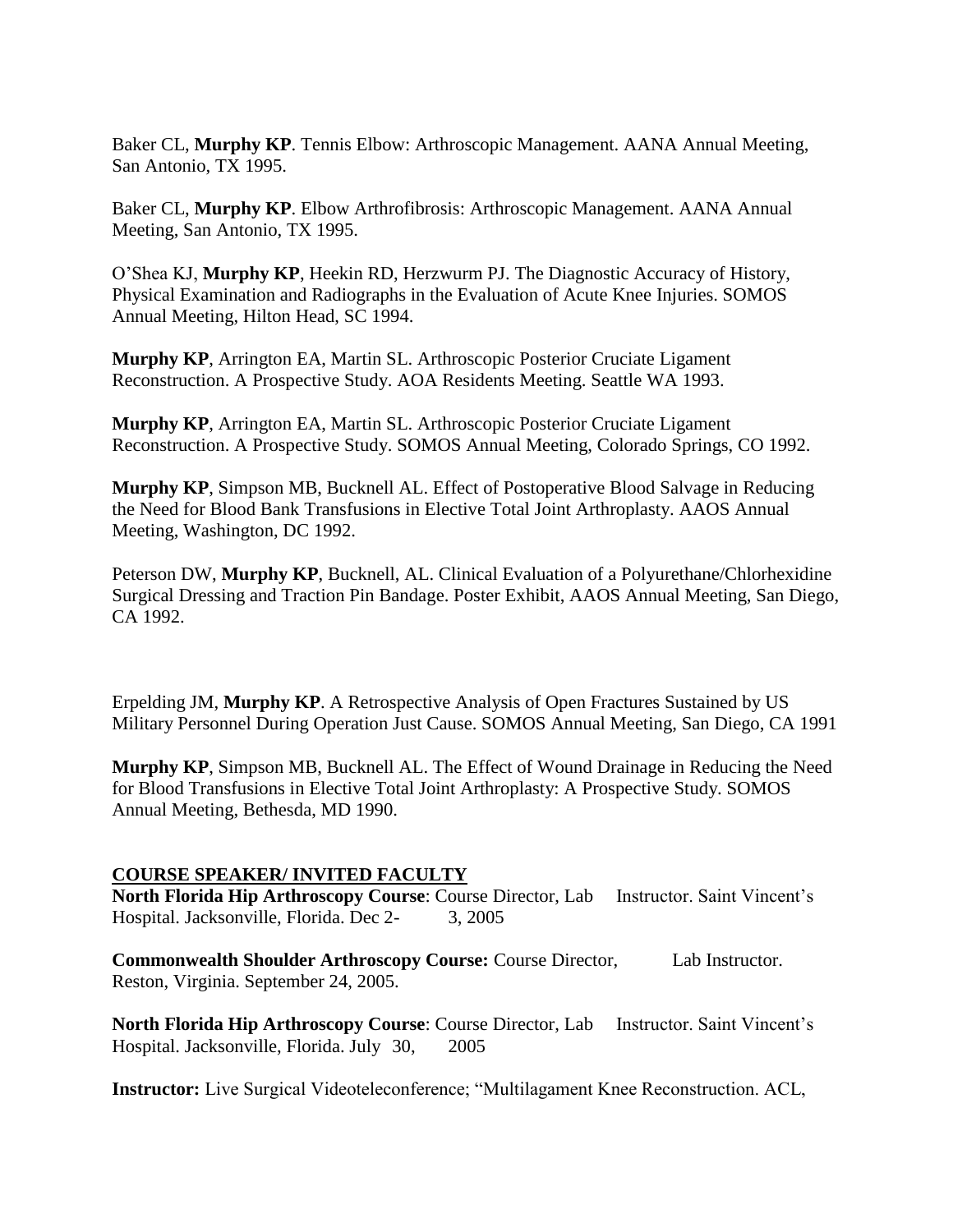Baker CL, **Murphy KP**. Tennis Elbow: Arthroscopic Management. AANA Annual Meeting, San Antonio, TX 1995.

Baker CL, **Murphy KP**. Elbow Arthrofibrosis: Arthroscopic Management. AANA Annual Meeting, San Antonio, TX 1995.

O'Shea KJ, **Murphy KP**, Heekin RD, Herzwurm PJ. The Diagnostic Accuracy of History, Physical Examination and Radiographs in the Evaluation of Acute Knee Injuries. SOMOS Annual Meeting, Hilton Head, SC 1994.

**Murphy KP**, Arrington EA, Martin SL. Arthroscopic Posterior Cruciate Ligament Reconstruction. A Prospective Study. AOA Residents Meeting. Seattle WA 1993.

**Murphy KP**, Arrington EA, Martin SL. Arthroscopic Posterior Cruciate Ligament Reconstruction. A Prospective Study. SOMOS Annual Meeting, Colorado Springs, CO 1992.

**Murphy KP**, Simpson MB, Bucknell AL. Effect of Postoperative Blood Salvage in Reducing the Need for Blood Bank Transfusions in Elective Total Joint Arthroplasty. AAOS Annual Meeting, Washington, DC 1992.

Peterson DW, **Murphy KP**, Bucknell, AL. Clinical Evaluation of a Polyurethane/Chlorhexidine Surgical Dressing and Traction Pin Bandage. Poster Exhibit, AAOS Annual Meeting, San Diego, CA 1992.

Erpelding JM, **Murphy KP**. A Retrospective Analysis of Open Fractures Sustained by US Military Personnel During Operation Just Cause. SOMOS Annual Meeting, San Diego, CA 1991

**Murphy KP**, Simpson MB, Bucknell AL. The Effect of Wound Drainage in Reducing the Need for Blood Transfusions in Elective Total Joint Arthroplasty: A Prospective Study. SOMOS Annual Meeting, Bethesda, MD 1990.

## COURSE SPEAKER/ INVITED FACULTY

**North Florida Hip Arthroscopy Course**: Course Director, Lab Instructor. Saint Vincent's Hospital. Jacksonville, Florida. Dec 2- 3, 2005

**Commonwealth Shoulder Arthroscopy Course:** Course Director, Lab Instructor. Reston, Virginia. September 24, 2005.

**North Florida Hip Arthroscopy Course**: Course Director, Lab Instructor. Saint Vincent's Hospital. Jacksonville, Florida. July 30, 2005

**Instructor:** Live Surgical Videoteleconference; "Multilagament Knee Reconstruction. ACL,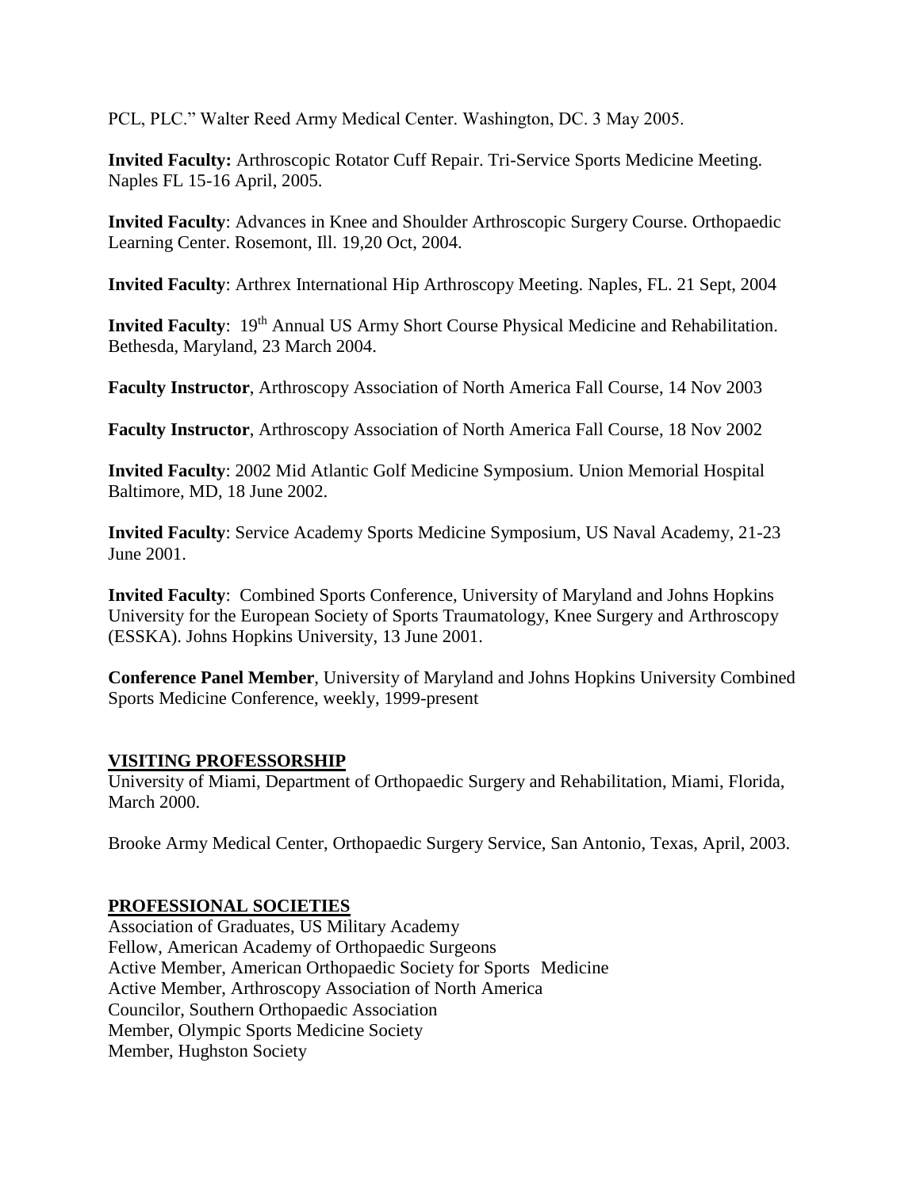PCL, PLC." Walter Reed Army Medical Center. Washington, DC. 3 May 2005.

**Invited Faculty:** Arthroscopic Rotator Cuff Repair. Tri-Service Sports Medicine Meeting. Naples FL 15-16 April, 2005.

**Invited Faculty**: Advances in Knee and Shoulder Arthroscopic Surgery Course. Orthopaedic Learning Center. Rosemont, Ill. 19,20 Oct, 2004.

**Invited Faculty**: Arthrex International Hip Arthroscopy Meeting. Naples, FL. 21 Sept, 2004

**Invited Faculty**: 19th Annual US Army Short Course Physical Medicine and Rehabilitation. Bethesda, Maryland, 23 March 2004.

**Faculty Instructor**, Arthroscopy Association of North America Fall Course, 14 Nov 2003

**Faculty Instructor**, Arthroscopy Association of North America Fall Course, 18 Nov 2002

**Invited Faculty**: 2002 Mid Atlantic Golf Medicine Symposium. Union Memorial Hospital Baltimore, MD, 18 June 2002.

**Invited Faculty**: Service Academy Sports Medicine Symposium, US Naval Academy, 21-23 June 2001.

**Invited Faculty**: Combined Sports Conference, University of Maryland and Johns Hopkins University for the European Society of Sports Traumatology, Knee Surgery and Arthroscopy (ESSKA). Johns Hopkins University, 13 June 2001.

**Conference Panel Member**, University of Maryland and Johns Hopkins University Combined Sports Medicine Conference, weekly, 1999-present

## VISITING PROFESSORSHIP

University of Miami, Department of Orthopaedic Surgery and Rehabilitation, Miami, Florida, March 2000.

Brooke Army Medical Center, Orthopaedic Surgery Service, San Antonio, Texas, April, 2003.

## PROFESSIONAL SOCIETIES

Association of Graduates, US Military Academy
Fellow, American Academy of Orthopaedic Surgeons
Active Member, American Orthopaedic Society for Sports Medicine
Active Member, Arthroscopy Association of North America
Councilor, Southern Orthopaedic Association
Member, Olympic Sports Medicine Society
Member, Hughston Society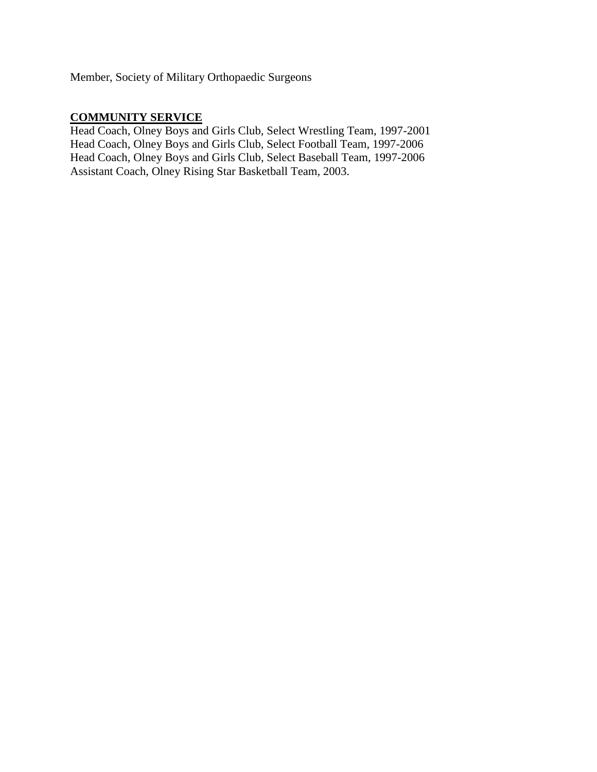Member, Society of Military Orthopaedic Surgeons

## COMMUNITY SERVICE

Head Coach, Olney Boys and Girls Club, Select Wrestling Team, 1997-2001
Head Coach, Olney Boys and Girls Club, Select Football Team, 1997-2006
Head Coach, Olney Boys and Girls Club, Select Baseball Team, 1997-2006
Assistant Coach, Olney Rising Star Basketball Team, 2003.